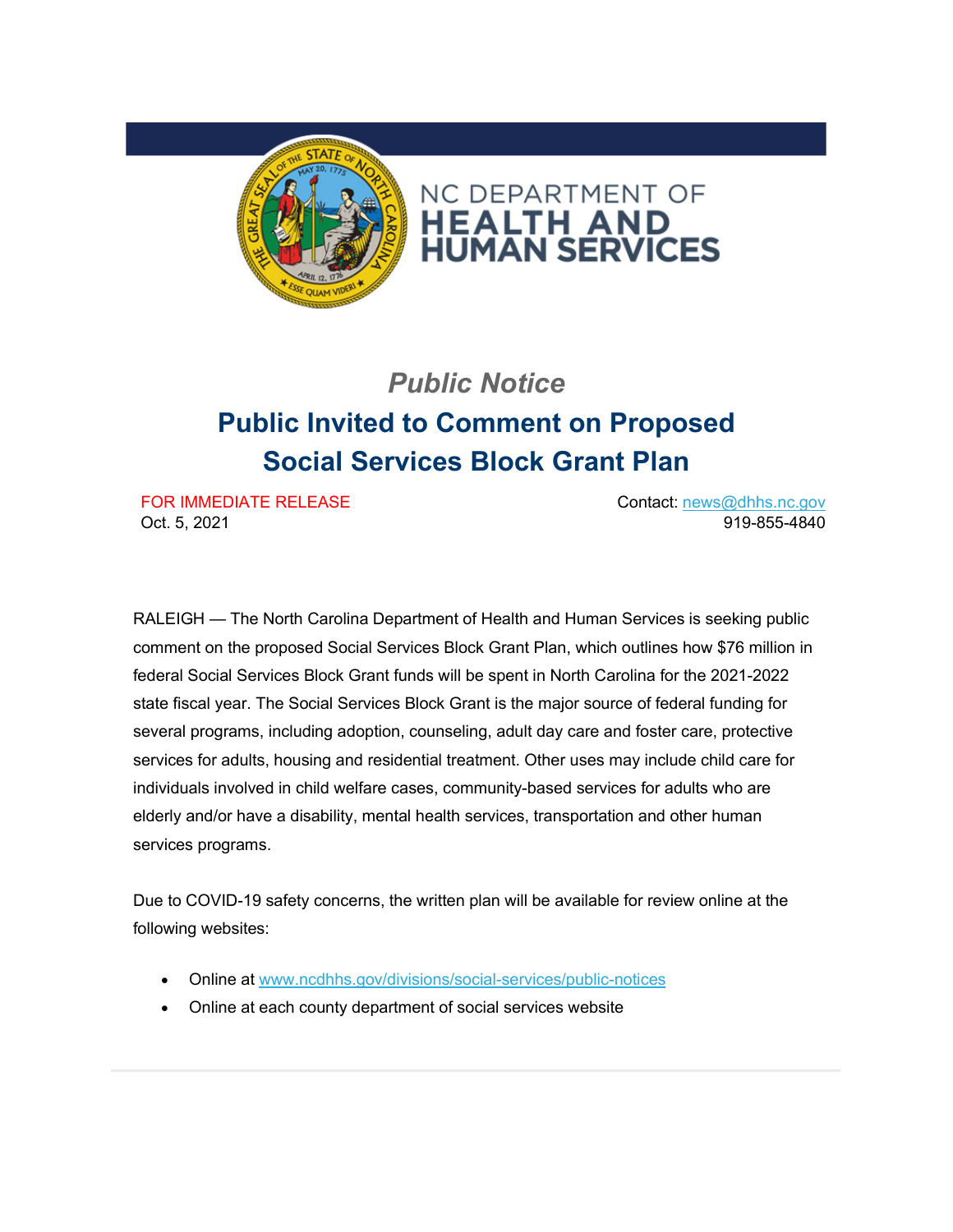NC DEPARTMENT OF
**HEALTH AND HUMAN SERVICES**

## *Public Notice*

# Public Invited to Comment on Proposed Social Services Block Grant Plan

FOR IMMEDIATE RELEASE
Oct. 5, 2021

Contact: news@dhhs.nc.gov
919-855-4840

RALEIGH — The North Carolina Department of Health and Human Services is seeking public comment on the proposed Social Services Block Grant Plan, which outlines how $76 million in federal Social Services Block Grant funds will be spent in North Carolina for the 2021-2022 state fiscal year. The Social Services Block Grant is the major source of federal funding for several programs, including adoption, counseling, adult day care and foster care, protective services for adults, housing and residential treatment. Other uses may include child care for individuals involved in child welfare cases, community-based services for adults who are elderly and/or have a disability, mental health services, transportation and other human services programs.

Due to COVID-19 safety concerns, the written plan will be available for review online at the following websites:

- Online at www.ncdhhs.gov/divisions/social-services/public-notices
- Online at each county department of social services website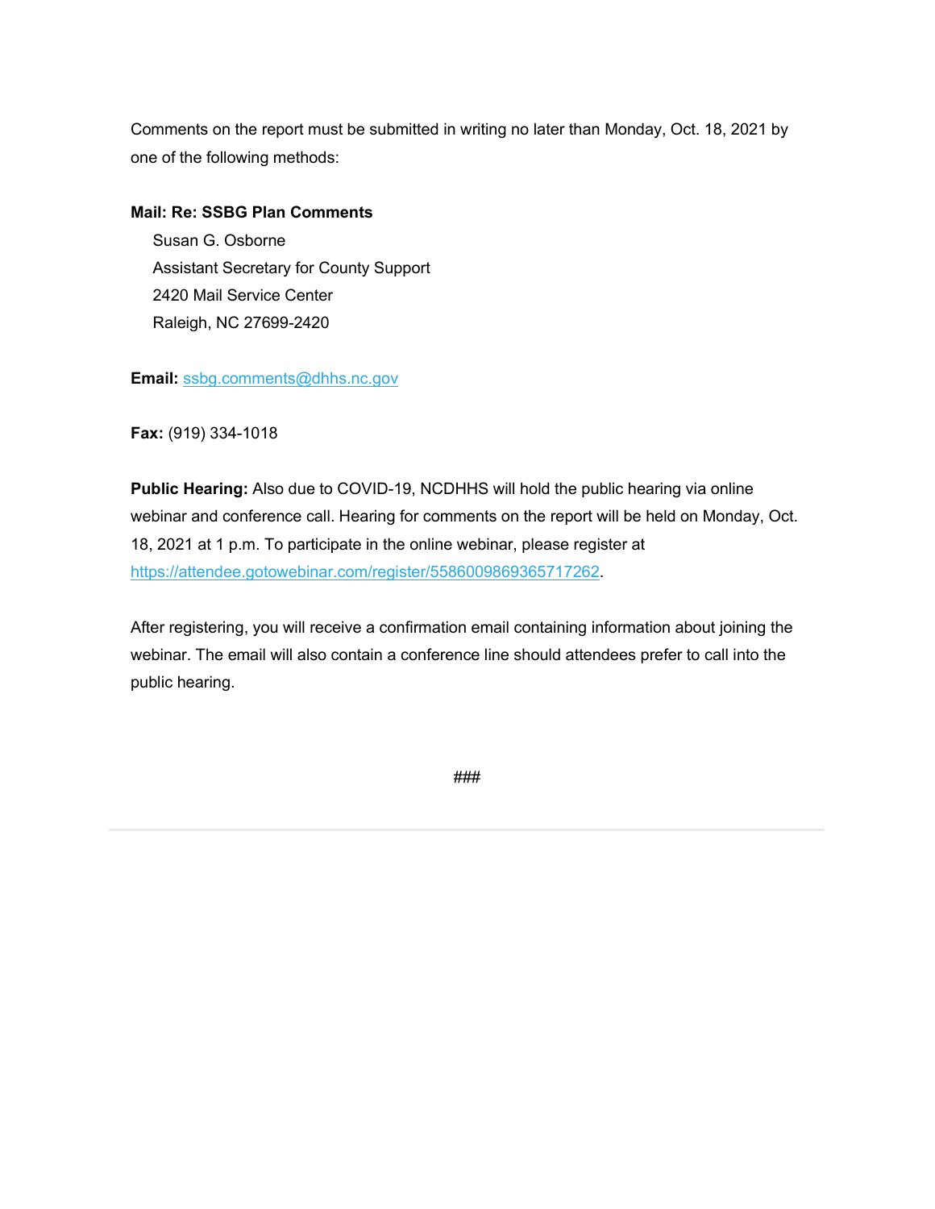Comments on the report must be submitted in writing no later than Monday, Oct. 18, 2021 by one of the following methods:

**Mail: Re: SSBG Plan Comments**

Susan G. Osborne
Assistant Secretary for County Support
2420 Mail Service Center
Raleigh, NC 27699-2420

**Email:** ssbg.comments@dhhs.nc.gov

**Fax:** (919) 334-1018

**Public Hearing:** Also due to COVID-19, NCDHHS will hold the public hearing via online webinar and conference call. Hearing for comments on the report will be held on Monday, Oct. 18, 2021 at 1 p.m. To participate in the online webinar, please register at https://attendee.gotowebinar.com/register/5586009869365717262.

After registering, you will receive a confirmation email containing information about joining the webinar. The email will also contain a conference line should attendees prefer to call into the public hearing.

###